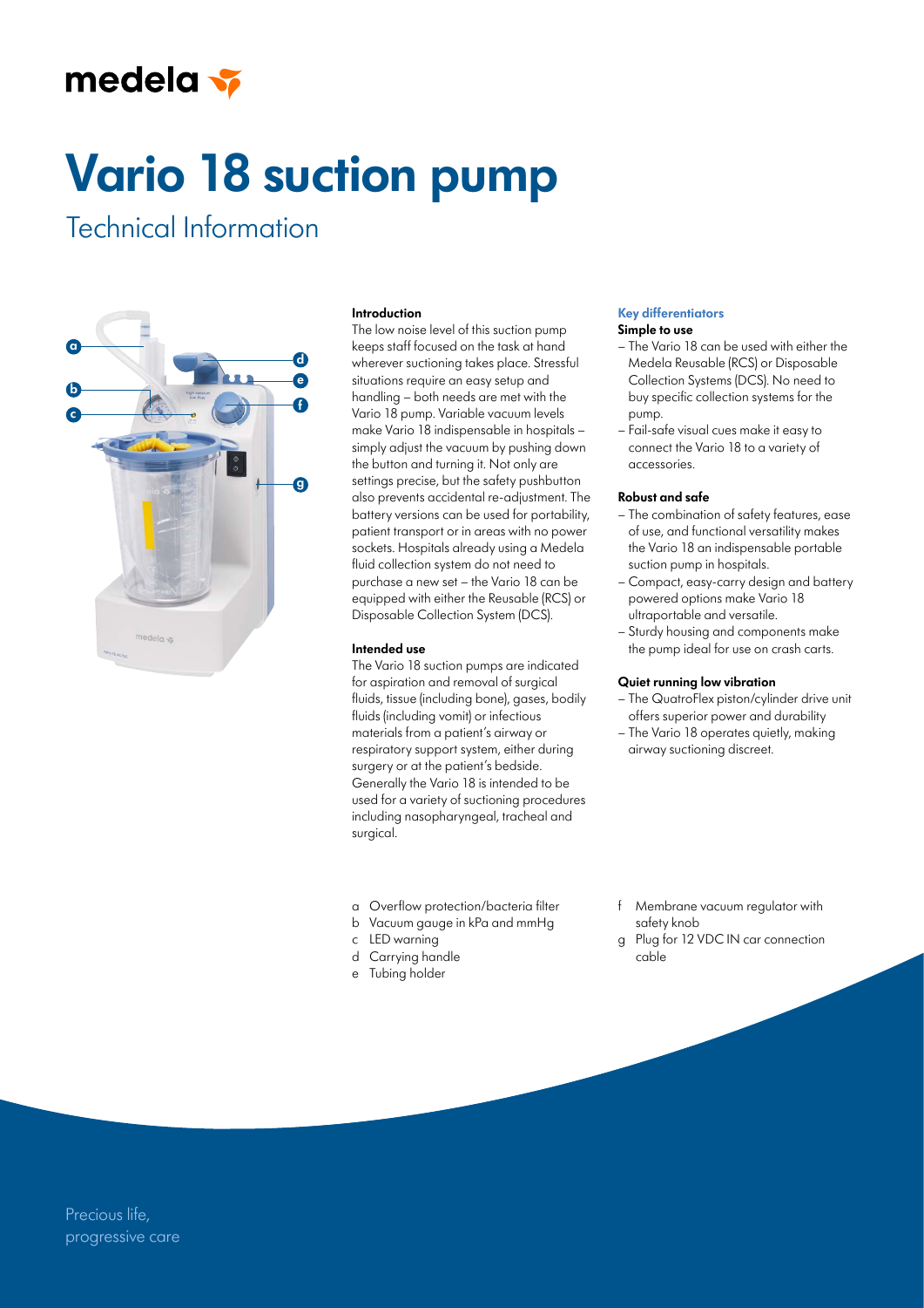medela

# Vario 18 suction pump

## Technical Information

### Introduction

The low noise level of this suction pump keeps staff focused on the task at hand wherever suctioning takes place. Stressful situations require an easy setup and handling – both needs are met with the Vario 18 pump. Variable vacuum levels make Vario 18 indispensable in hospitals – simply adjust the vacuum by pushing down the button and turning it. Not only are settings precise, but the safety pushbutton also prevents accidental re-adjustment. The battery versions can be used for portability, patient transport or in areas with no power sockets. Hospitals already using a Medela fluid collection system do not need to purchase a new set – the Vario 18 can be equipped with either the Reusable (RCS) or Disposable Collection System (DCS).

### Intended use

The Vario 18 suction pumps are indicated for aspiration and removal of surgical fluids, tissue (including bone), gases, bodily fluids (including vomit) or infectious materials from a patient's airway or respiratory support system, either during surgery or at the patient's bedside. Generally the Vario 18 is intended to be used for a variety of suctioning procedures including nasopharyngeal, tracheal and surgical.

### Key differentiators

**Simple to use**

- The Vario 18 can be used with either the Medela Reusable (RCS) or Disposable Collection Systems (DCS). No need to buy specific collection systems for the pump.
- Fail-safe visual cues make it easy to connect the Vario 18 to a variety of accessories.

**Robust and safe**

- The combination of safety features, ease of use, and functional versatility makes the Vario 18 an indispensable portable suction pump in hospitals.
- Compact, easy-carry design and battery powered options make Vario 18 ultraportable and versatile.
- Sturdy housing and components make the pump ideal for use on crash carts.

**Quiet running low vibration**

- The QuatroFlex piston/cylinder drive unit offers superior power and durability
- The Vario 18 operates quietly, making airway suctioning discreet.

a Overflow protection/bacteria filter
b Vacuum gauge in kPa and mmHg
c LED warning
d Carrying handle
e Tubing holder
f Membrane vacuum regulator with safety knob
g Plug for 12 VDC IN car connection cable

Precious life, progressive care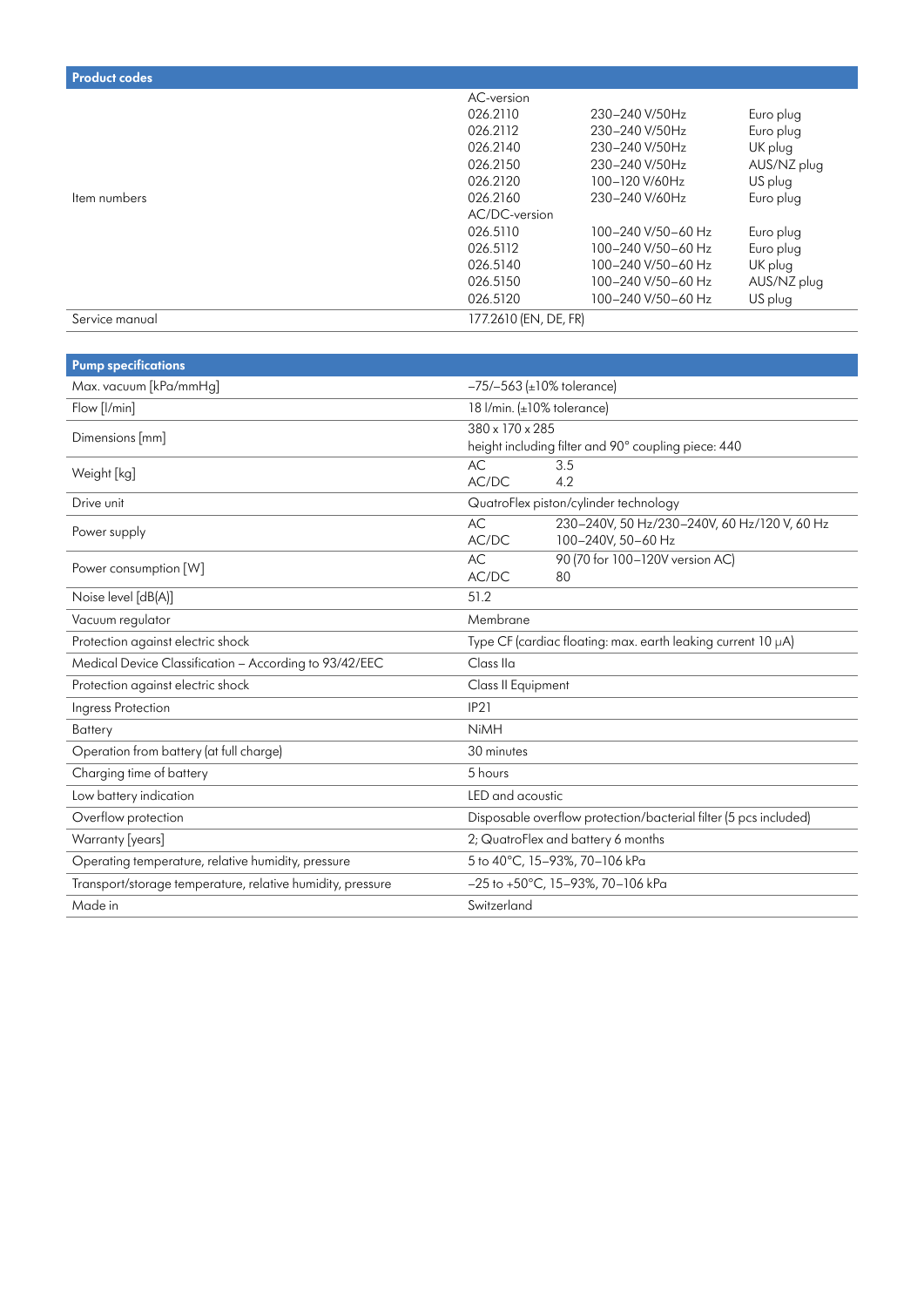## Product codes

| | | | |
|---|---|---|---|
| Item numbers | AC-version | | |
| | 026.2110 | 230–240 V/50Hz | Euro plug |
| | 026.2112 | 230–240 V/50Hz | Euro plug |
| | 026.2140 | 230–240 V/50Hz | UK plug |
| | 026.2150 | 230–240 V/50Hz | AUS/NZ plug |
| | 026.2120 | 100–120 V/60Hz | US plug |
| | 026.2160 | 230–240 V/60Hz | Euro plug |
| | AC/DC-version | | |
| | 026.5110 | 100–240 V/50–60 Hz | Euro plug |
| | 026.5112 | 100–240 V/50–60 Hz | Euro plug |
| | 026.5140 | 100–240 V/50–60 Hz | UK plug |
| | 026.5150 | 100–240 V/50–60 Hz | AUS/NZ plug |
| | 026.5120 | 100–240 V/50–60 Hz | US plug |
| Service manual | 177.2610 (EN, DE, FR) | | |

## Pump specifications

| | |
|---|---|
| Max. vacuum [kPa/mmHg] | –75/–563 (±10% tolerance) |
| Flow [l/min] | 18 l/min. (±10% tolerance) |
| Dimensions [mm] | 380 x 170 x 285<br>height including filter and 90° coupling piece: 440 |
| Weight [kg] | AC 3.5<br>AC/DC 4.2 |
| Drive unit | QuatroFlex piston/cylinder technology |
| Power supply | AC 230–240V, 50 Hz/230–240V, 60 Hz/120 V, 60 Hz<br>AC/DC 100–240V, 50–60 Hz |
| Power consumption [W] | AC 90 (70 for 100–120V version AC)<br>AC/DC 80 |
| Noise level [dB(A)] | 51.2 |
| Vacuum regulator | Membrane |
| Protection against electric shock | Type CF (cardiac floating: max. earth leaking current 10 μA) |
| Medical Device Classification – According to 93/42/EEC | Class IIa |
| Protection against electric shock | Class II Equipment |
| Ingress Protection | IP21 |
| Battery | NiMH |
| Operation from battery (at full charge) | 30 minutes |
| Charging time of battery | 5 hours |
| Low battery indication | LED and acoustic |
| Overflow protection | Disposable overflow protection/bacterial filter (5 pcs included) |
| Warranty [years] | 2; QuatroFlex and battery 6 months |
| Operating temperature, relative humidity, pressure | 5 to 40°C, 15–93%, 70–106 kPa |
| Transport/storage temperature, relative humidity, pressure | –25 to +50°C, 15–93%, 70–106 kPa |
| Made in | Switzerland |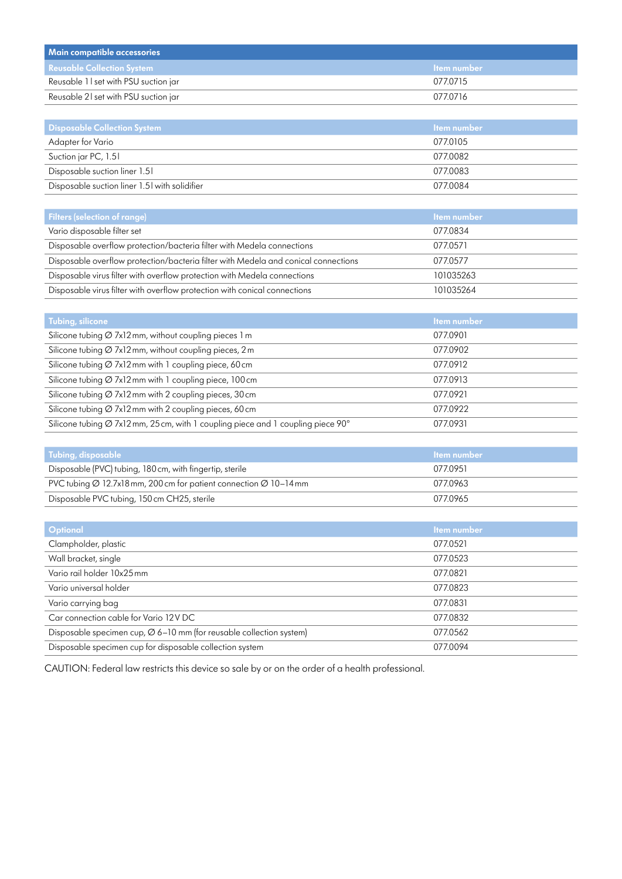## Main compatible accessories

| Reusable Collection System | Item number |
|---|---|
| Reusable 1 l set with PSU suction jar | 077.0715 |
| Reusable 2 l set with PSU suction jar | 077.0716 |

| Disposable Collection System | Item number |
|---|---|
| Adapter for Vario | 077.0105 |
| Suction jar PC, 1.5 l | 077.0082 |
| Disposable suction liner 1.5 l | 077.0083 |
| Disposable suction liner 1.5 l with solidifier | 077.0084 |

| Filters (selection of range) | Item number |
|---|---|
| Vario disposable filter set | 077.0834 |
| Disposable overflow protection/bacteria filter with Medela connections | 077.0571 |
| Disposable overflow protection/bacteria filter with Medela and conical connections | 077.0577 |
| Disposable virus filter with overflow protection with Medela connections | 101035263 |
| Disposable virus filter with overflow protection with conical connections | 101035264 |

| Tubing, silicone | Item number |
|---|---|
| Silicone tubing ∅ 7x12 mm, without coupling pieces 1 m | 077.0901 |
| Silicone tubing ∅ 7x12 mm, without coupling pieces, 2 m | 077.0902 |
| Silicone tubing ∅ 7x12 mm with 1 coupling piece, 60 cm | 077.0912 |
| Silicone tubing ∅ 7x12 mm with 1 coupling piece, 100 cm | 077.0913 |
| Silicone tubing ∅ 7x12 mm with 2 coupling pieces, 30 cm | 077.0921 |
| Silicone tubing ∅ 7x12 mm with 2 coupling pieces, 60 cm | 077.0922 |
| Silicone tubing ∅ 7x12 mm, 25 cm, with 1 coupling piece and 1 coupling piece 90° | 077.0931 |

| Tubing, disposable | Item number |
|---|---|
| Disposable (PVC) tubing, 180 cm, with fingertip, sterile | 077.0951 |
| PVC tubing ∅ 12.7x18 mm, 200 cm for patient connection ∅ 10–14 mm | 077.0963 |
| Disposable PVC tubing, 150 cm CH25, sterile | 077.0965 |

| Optional | Item number |
|---|---|
| Clampholder, plastic | 077.0521 |
| Wall bracket, single | 077.0523 |
| Vario rail holder 10x25 mm | 077.0821 |
| Vario universal holder | 077.0823 |
| Vario carrying bag | 077.0831 |
| Car connection cable for Vario 12 V DC | 077.0832 |
| Disposable specimen cup, ∅ 6–10 mm (for reusable collection system) | 077.0562 |
| Disposable specimen cup for disposable collection system | 077.0094 |

CAUTION: Federal law restricts this device so sale by or on the order of a health professional.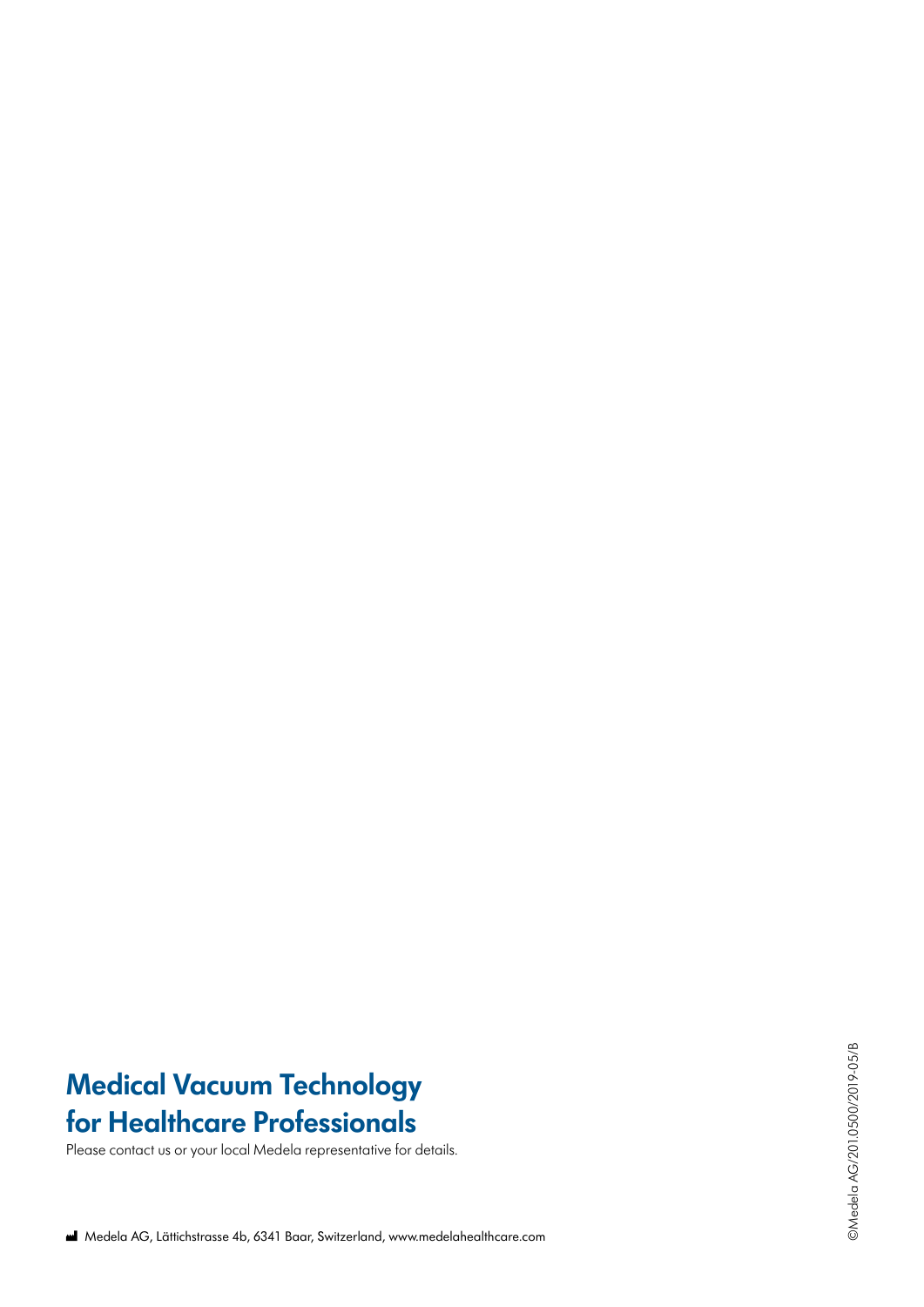## Medical Vacuum Technology for Healthcare Professionals

Please contact us or your local Medela representative for details.

Medela AG, Lättichstrasse 4b, 6341 Baar, Switzerland, www.medelahealthcare.com

©Medela AG/201.0500/2019-05/B